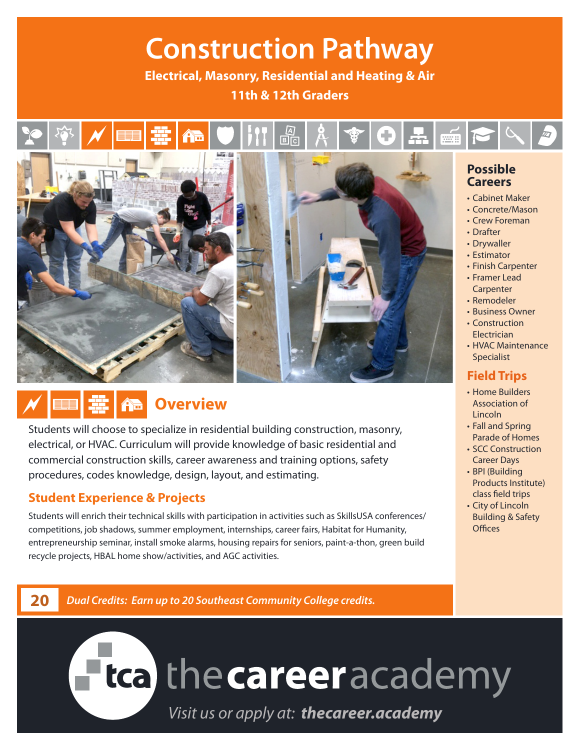# Construction Pathway

**Electrical, Masonry, Residential and Heating & Air**

**11th & 12th Graders**

## Possible Careers

- Cabinet Maker
- Concrete/Mason
- Crew Foreman
- Drafter
- Drywaller
- Estimator
- Finish Carpenter
- Framer Lead Carpenter
- Remodeler
- Business Owner
- Construction Electrician
- HVAC Maintenance Specialist

## Field Trips

- Home Builders Association of Lincoln
- Fall and Spring Parade of Homes
- SCC Construction Career Days
- BPI (Building Products Institute) class field trips
- City of Lincoln Building & Safety Offices

## Overview

Students will choose to specialize in residential building construction, masonry, electrical, or HVAC. Curriculum will provide knowledge of basic residential and commercial construction skills, career awareness and training options, safety procedures, codes knowledge, design, layout, and estimating.

### Student Experience & Projects

Students will enrich their technical skills with participation in activities such as SkillsUSA conferences/competitions, job shadows, summer employment, internships, career fairs, Habitat for Humanity, entrepreneurship seminar, install smoke alarms, housing repairs for seniors, paint-a-thon, green build recycle projects, HBAL home show/activities, and AGC activities.

**20** *Dual Credits: Earn up to 20 Southeast Community College credits.*

tca thecareeracademy

*Visit us or apply at:* ***thecareer.academy***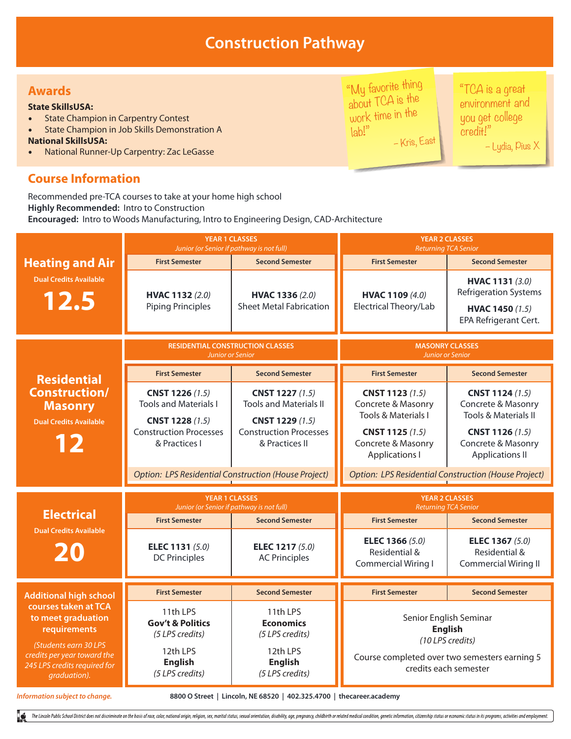# Construction Pathway

## Awards

**State SkillsUSA:**

- State Champion in Carpentry Contest
- State Champion in Job Skills Demonstration A

**National SkillsUSA:**

- National Runner-Up Carpentry: Zac LeGasse

"My favorite thing about TCA is the work time in the lab!"
– Kris, East

"TCA is a great environment and you get college credit!"
– Lydia, Pius X

## Course Information

Recommended pre-TCA courses to take at your home high school

**Highly Recommended:** Intro to Construction

**Encouraged:** Intro to Woods Manufacturing, Intro to Engineering Design, CAD-Architecture

| | YEAR 1 CLASSES *Junior (or Senior if pathway is not full)* | | YEAR 2 CLASSES *Returning TCA Senior* | |
|---|---|---|---|---|
| **Heating and Air** Dual Credits Available **12.5** | First Semester | Second Semester | First Semester | Second Semester |
| | **HVAC 1132** *(2.0)* Piping Principles | **HVAC 1336** *(2.0)* Sheet Metal Fabrication | **HVAC 1109** *(4.0)* Electrical Theory/Lab | **HVAC 1131** *(3.0)* Refrigeration Systems **HVAC 1450** *(1.5)* EPA Refrigerant Cert. |

| | RESIDENTIAL CONSTRUCTION CLASSES *Junior or Senior* | | MASONRY CLASSES *Junior or Senior* | |
|---|---|---|---|---|
| **Residential Construction/ Masonry** Dual Credits Available **12** | First Semester | Second Semester | First Semester | Second Semester |
| | **CNST 1226** *(1.5)* Tools and Materials I **CNST 1228** *(1.5)* Construction Processes & Practices I | **CNST 1227** *(1.5)* Tools and Materials II **CNST 1229** *(1.5)* Construction Processes & Practices II | **CNST 1123** *(1.5)* Concrete & Masonry Tools & Materials I **CNST 1125** *(1.5)* Concrete & Masonry Applications I | **CNST 1124** *(1.5)* Concrete & Masonry Tools & Materials II **CNST 1126** *(1.5)* Concrete & Masonry Applications II |
| | *Option: LPS Residential Construction (House Project)* | | *Option: LPS Residential Construction (House Project)* | |

| | YEAR 1 CLASSES *Junior (or Senior if pathway is not full)* | | YEAR 2 CLASSES *Returning TCA Senior* | |
|---|---|---|---|---|
| **Electrical** Dual Credits Available **20** | First Semester | Second Semester | First Semester | Second Semester |
| | **ELEC 1131** *(5.0)* DC Principles | **ELEC 1217** *(5.0)* AC Principles | **ELEC 1366** *(5.0)* Residential & Commercial Wiring I | **ELEC 1367** *(5.0)* Residential & Commercial Wiring II |

| | First Semester | Second Semester | First Semester | Second Semester |
|---|---|---|---|---|
| **Additional high school courses taken at TCA to meet graduation requirements** *(Students earn 30 LPS credits per year toward the 245 LPS credits required for graduation).* | 11th LPS **Gov't & Politics** *(5 LPS credits)* 12th LPS **English** *(5 LPS credits)* | 11th LPS **Economics** *(5 LPS credits)* 12th LPS **English** *(5 LPS credits)* | Senior English Seminar **English** *(10 LPS credits)* Course completed over two semesters earning 5 credits each semester | |

*Information subject to change.*

8800 O Street | Lincoln, NE 68520 | 402.325.4700 | thecareer.academy

The Lincoln Public School District does not discriminate on the basis of race, color, national origin, religion, sex, marital status, sexual orientation, disability, age, pregnancy, childbirth or related medical condition, genetic information, citizenship status or economic status in its programs, activities and employment.